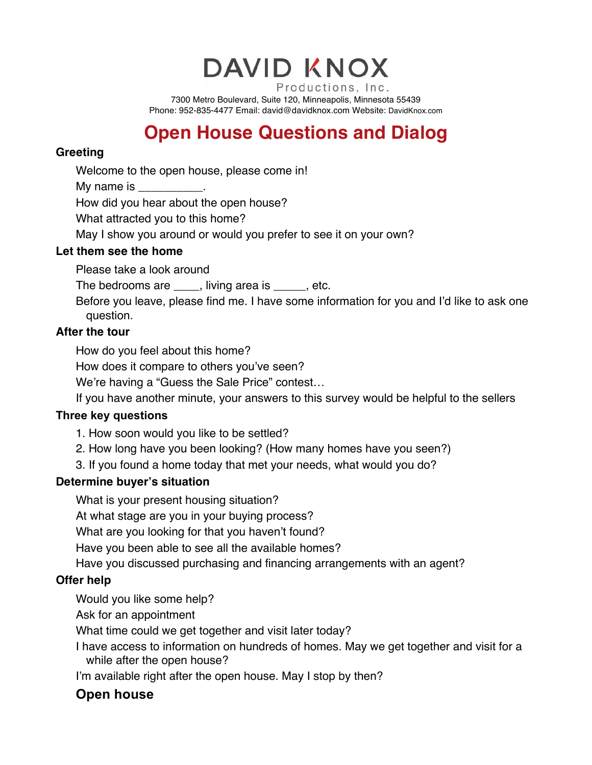# DAVID KNOX

Productions, Inc.

7300 Metro Boulevard, Suite 120, Minneapolis, Minnesota 55439
Phone: 952-835-4477 Email: david@davidknox.com Website: DavidKnox.com

# Open House Questions and Dialog

### Greeting

Welcome to the open house, please come in!

My name is __________.

How did you hear about the open house?

What attracted you to this home?

May I show you around or would you prefer to see it on your own?

### Let them see the home

Please take a look around

The bedrooms are ____, living area is _____, etc.

Before you leave, please find me. I have some information for you and I'd like to ask one question.

### After the tour

How do you feel about this home?

How does it compare to others you've seen?

We're having a "Guess the Sale Price" contest…

If you have another minute, your answers to this survey would be helpful to the sellers

### Three key questions

1. How soon would you like to be settled?
2. How long have you been looking? (How many homes have you seen?)
3. If you found a home today that met your needs, what would you do?

### Determine buyer's situation

What is your present housing situation?

At what stage are you in your buying process?

What are you looking for that you haven't found?

Have you been able to see all the available homes?

Have you discussed purchasing and financing arrangements with an agent?

### Offer help

Would you like some help?

Ask for an appointment

What time could we get together and visit later today?

I have access to information on hundreds of homes. May we get together and visit for a while after the open house?

I'm available right after the open house. May I stop by then?

### Open house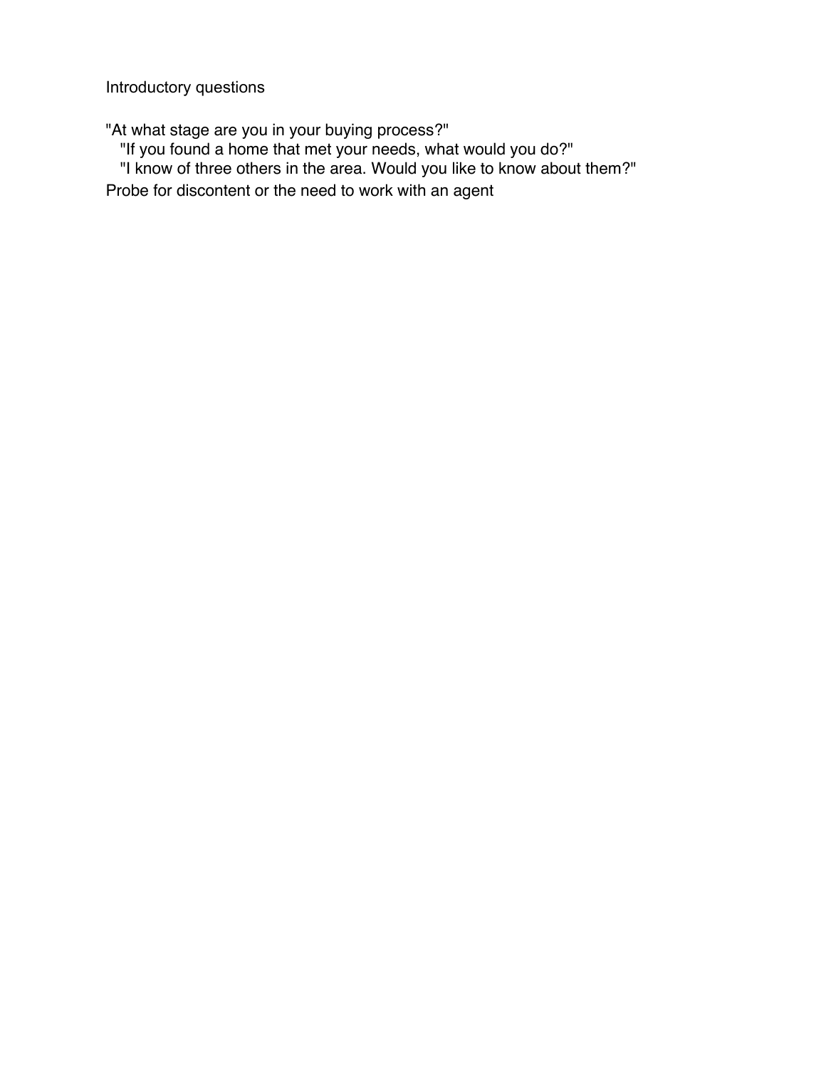Introductory questions

"At what stage are you in your buying process?"

- "If you found a home that met your needs, what would you do?"
- "I know of three others in the area. Would you like to know about them?"

Probe for discontent or the need to work with an agent